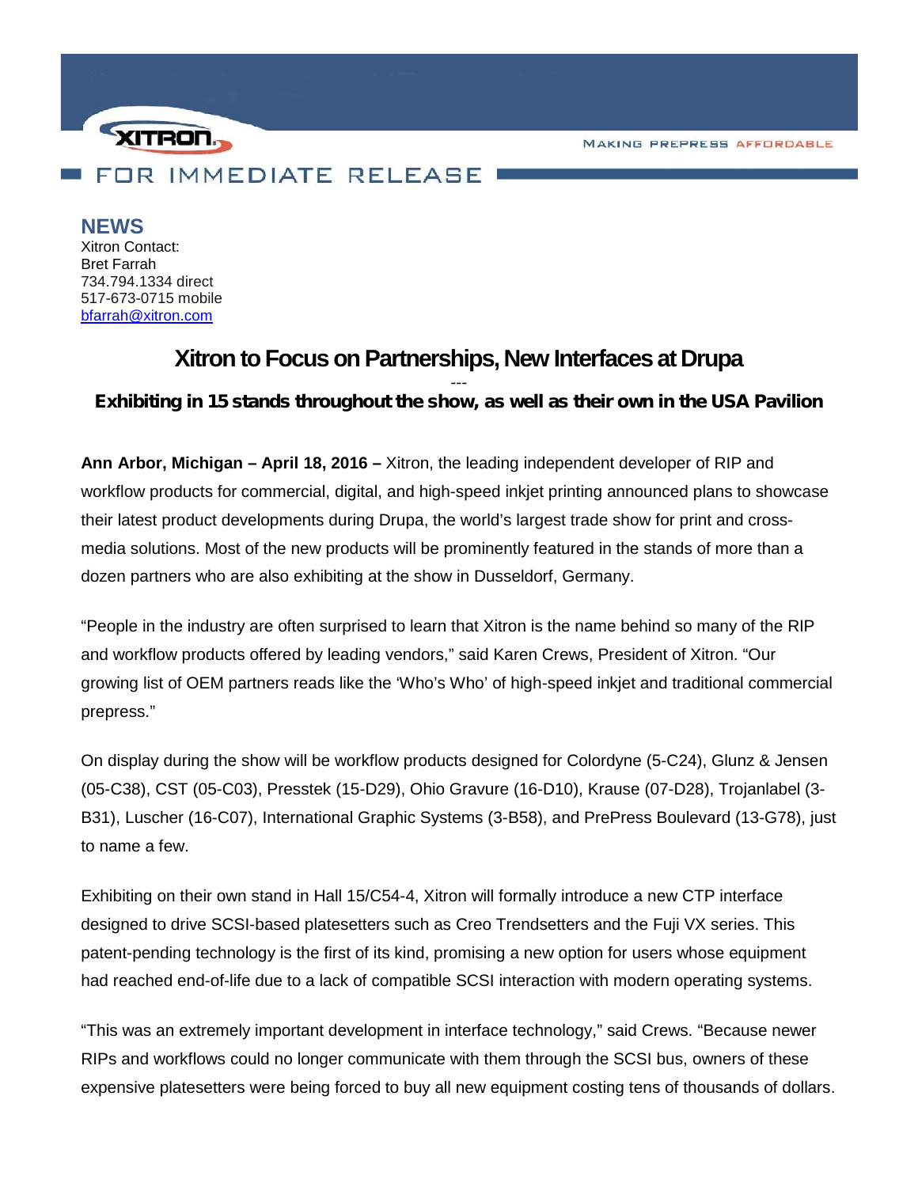XITRON

MAKING PREPRESS AFFORDABLE

FOR IMMEDIATE RELEASE

**NEWS**

Xitron Contact:
Bret Farrah
734.794.1334 direct
517-673-0715 mobile
bfarrah@xitron.com

# Xitron to Focus on Partnerships, New Interfaces at Drupa

---

**Exhibiting in 15 stands throughout the show, as well as their own in the USA Pavilion**

**Ann Arbor, Michigan – April 18, 2016 –** Xitron, the leading independent developer of RIP and workflow products for commercial, digital, and high-speed inkjet printing announced plans to showcase their latest product developments during Drupa, the world's largest trade show for print and cross-media solutions. Most of the new products will be prominently featured in the stands of more than a dozen partners who are also exhibiting at the show in Dusseldorf, Germany.

"People in the industry are often surprised to learn that Xitron is the name behind so many of the RIP and workflow products offered by leading vendors," said Karen Crews, President of Xitron. "Our growing list of OEM partners reads like the 'Who's Who' of high-speed inkjet and traditional commercial prepress."

On display during the show will be workflow products designed for Colordyne (5-C24), Glunz & Jensen (05-C38), CST (05-C03), Presstek (15-D29), Ohio Gravure (16-D10), Krause (07-D28), Trojanlabel (3-B31), Luscher (16-C07), International Graphic Systems (3-B58), and PrePress Boulevard (13-G78), just to name a few.

Exhibiting on their own stand in Hall 15/C54-4, Xitron will formally introduce a new CTP interface designed to drive SCSI-based platesetters such as Creo Trendsetters and the Fuji VX series. This patent-pending technology is the first of its kind, promising a new option for users whose equipment had reached end-of-life due to a lack of compatible SCSI interaction with modern operating systems.

"This was an extremely important development in interface technology," said Crews. "Because newer RIPs and workflows could no longer communicate with them through the SCSI bus, owners of these expensive platesetters were being forced to buy all new equipment costing tens of thousands of dollars.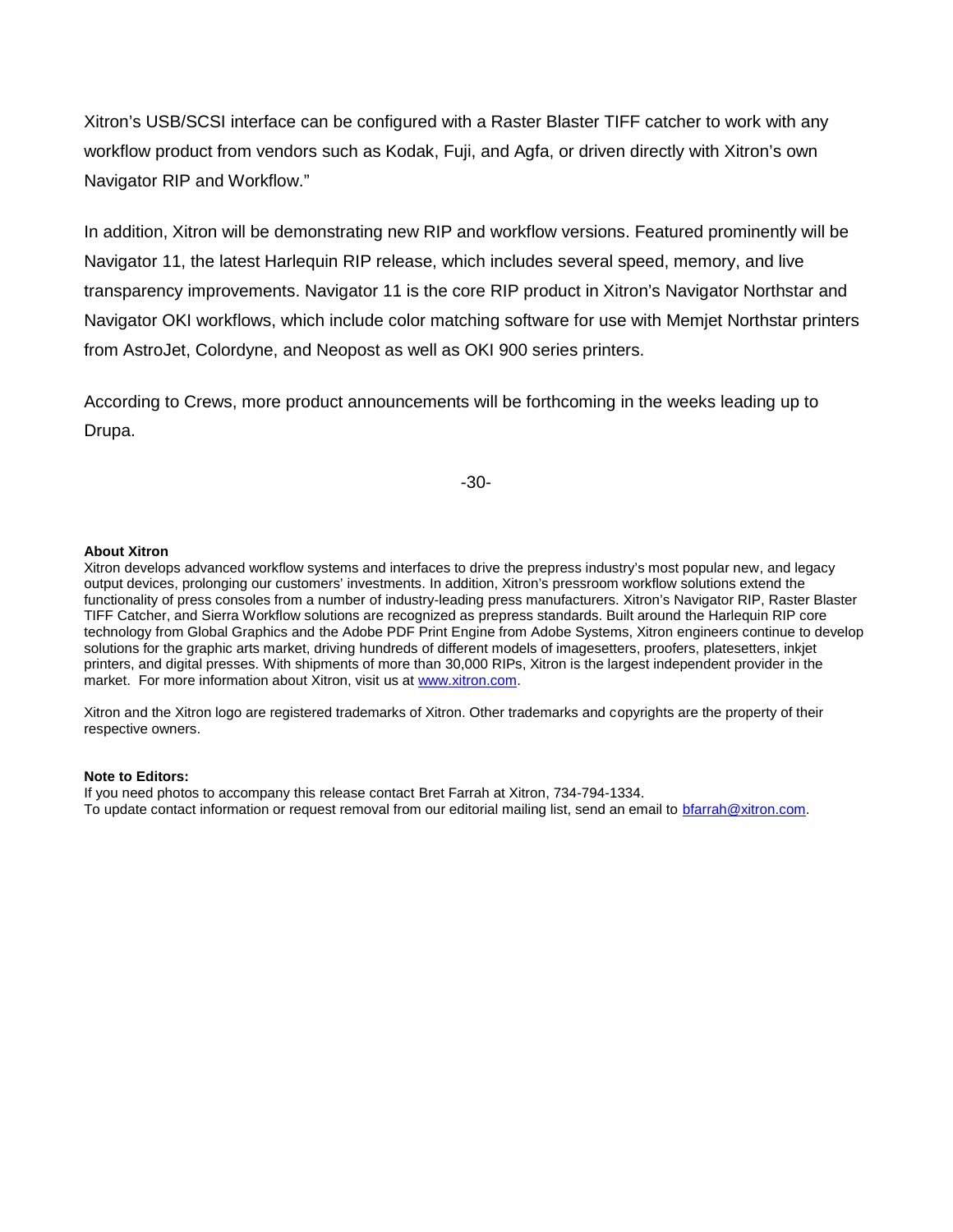Xitron's USB/SCSI interface can be configured with a Raster Blaster TIFF catcher to work with any workflow product from vendors such as Kodak, Fuji, and Agfa, or driven directly with Xitron's own Navigator RIP and Workflow."

In addition, Xitron will be demonstrating new RIP and workflow versions. Featured prominently will be Navigator 11, the latest Harlequin RIP release, which includes several speed, memory, and live transparency improvements. Navigator 11 is the core RIP product in Xitron's Navigator Northstar and Navigator OKI workflows, which include color matching software for use with Memjet Northstar printers from AstroJet, Colordyne, and Neopost as well as OKI 900 series printers.

According to Crews, more product announcements will be forthcoming in the weeks leading up to Drupa.

-30-

**About Xitron**
Xitron develops advanced workflow systems and interfaces to drive the prepress industry's most popular new, and legacy output devices, prolonging our customers' investments. In addition, Xitron's pressroom workflow solutions extend the functionality of press consoles from a number of industry-leading press manufacturers. Xitron's Navigator RIP, Raster Blaster TIFF Catcher, and Sierra Workflow solutions are recognized as prepress standards. Built around the Harlequin RIP core technology from Global Graphics and the Adobe PDF Print Engine from Adobe Systems, Xitron engineers continue to develop solutions for the graphic arts market, driving hundreds of different models of imagesetters, proofers, platesetters, inkjet printers, and digital presses. With shipments of more than 30,000 RIPs, Xitron is the largest independent provider in the market. For more information about Xitron, visit us at www.xitron.com.

Xitron and the Xitron logo are registered trademarks of Xitron. Other trademarks and copyrights are the property of their respective owners.

**Note to Editors:**
If you need photos to accompany this release contact Bret Farrah at Xitron, 734-794-1334.
To update contact information or request removal from our editorial mailing list, send an email to bfarrah@xitron.com.